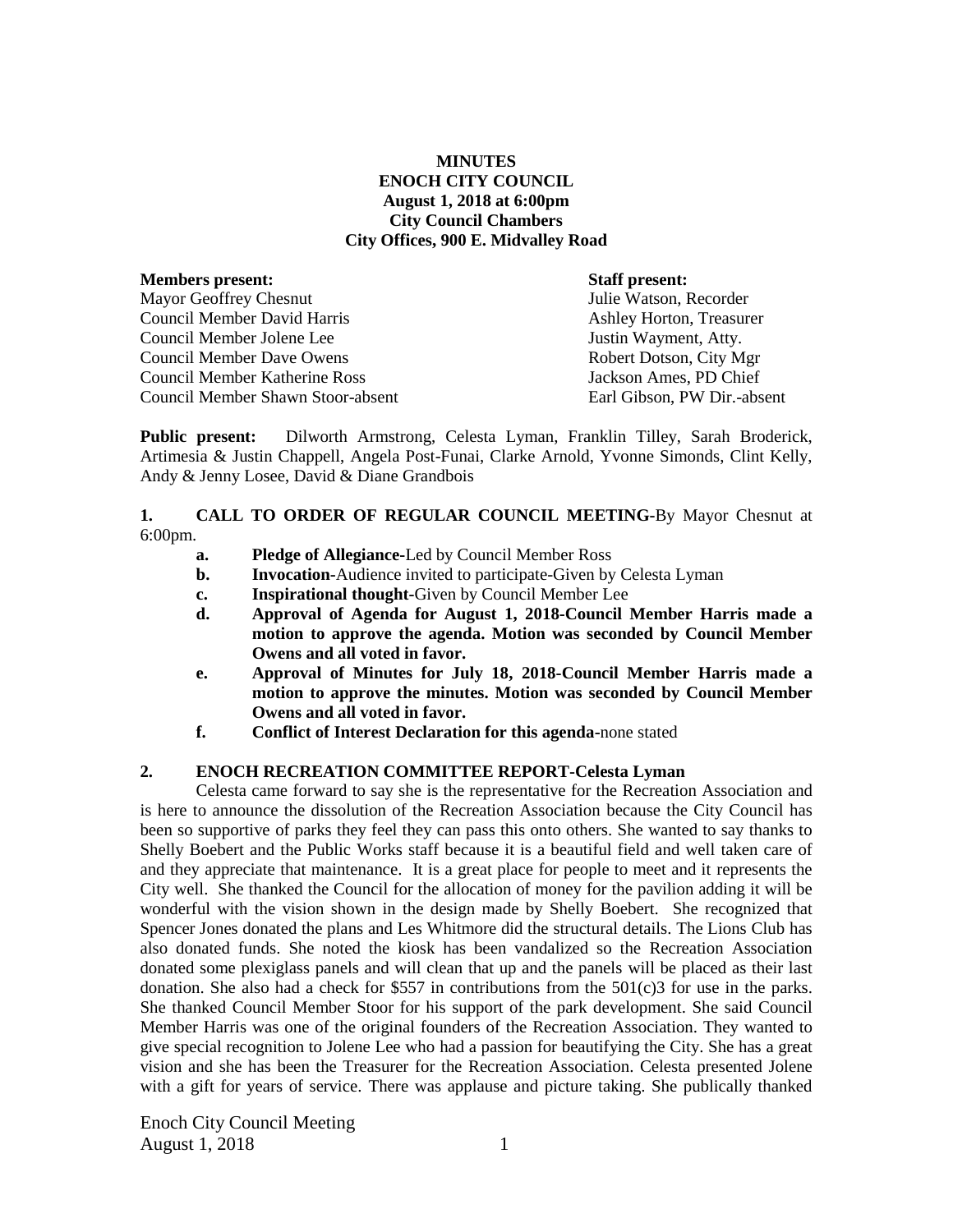**MINUTES**
**ENOCH CITY COUNCIL**
**August 1, 2018 at 6:00pm**
**City Council Chambers**
**City Offices, 900 E. Midvalley Road**

| **Members present:** | **Staff present:** |
|---|---|
| Mayor Geoffrey Chesnut | Julie Watson, Recorder |
| Council Member David Harris | Ashley Horton, Treasurer |
| Council Member Jolene Lee | Justin Wayment, Atty. |
| Council Member Dave Owens | Robert Dotson, City Mgr |
| Council Member Katherine Ross | Jackson Ames, PD Chief |
| Council Member Shawn Stoor-absent | Earl Gibson, PW Dir.-absent |

**Public present:** Dilworth Armstrong, Celesta Lyman, Franklin Tilley, Sarah Broderick, Artimesia & Justin Chappell, Angela Post-Funai, Clarke Arnold, Yvonne Simonds, Clint Kelly, Andy & Jenny Losee, David & Diane Grandbois

**1. CALL TO ORDER OF REGULAR COUNCIL MEETING-**By Mayor Chesnut at 6:00pm.

- **a. Pledge of Allegiance-**Led by Council Member Ross
- **b. Invocation-**Audience invited to participate-Given by Celesta Lyman
- **c. Inspirational thought-**Given by Council Member Lee
- **d. Approval of Agenda for August 1, 2018-Council Member Harris made a motion to approve the agenda. Motion was seconded by Council Member Owens and all voted in favor.**
- **e. Approval of Minutes for July 18, 2018-Council Member Harris made a motion to approve the minutes. Motion was seconded by Council Member Owens and all voted in favor.**
- **f. Conflict of Interest Declaration for this agenda-**none stated

**2. ENOCH RECREATION COMMITTEE REPORT-Celesta Lyman**

Celesta came forward to say she is the representative for the Recreation Association and is here to announce the dissolution of the Recreation Association because the City Council has been so supportive of parks they feel they can pass this onto others. She wanted to say thanks to Shelly Boebert and the Public Works staff because it is a beautiful field and well taken care of and they appreciate that maintenance. It is a great place for people to meet and it represents the City well. She thanked the Council for the allocation of money for the pavilion adding it will be wonderful with the vision shown in the design made by Shelly Boebert. She recognized that Spencer Jones donated the plans and Les Whitmore did the structural details. The Lions Club has also donated funds. She noted the kiosk has been vandalized so the Recreation Association donated some plexiglass panels and will clean that up and the panels will be placed as their last donation. She also had a check for $557 in contributions from the 501(c)3 for use in the parks. She thanked Council Member Stoor for his support of the park development. She said Council Member Harris was one of the original founders of the Recreation Association. They wanted to give special recognition to Jolene Lee who had a passion for beautifying the City. She has a great vision and she has been the Treasurer for the Recreation Association. Celesta presented Jolene with a gift for years of service. There was applause and picture taking. She publically thanked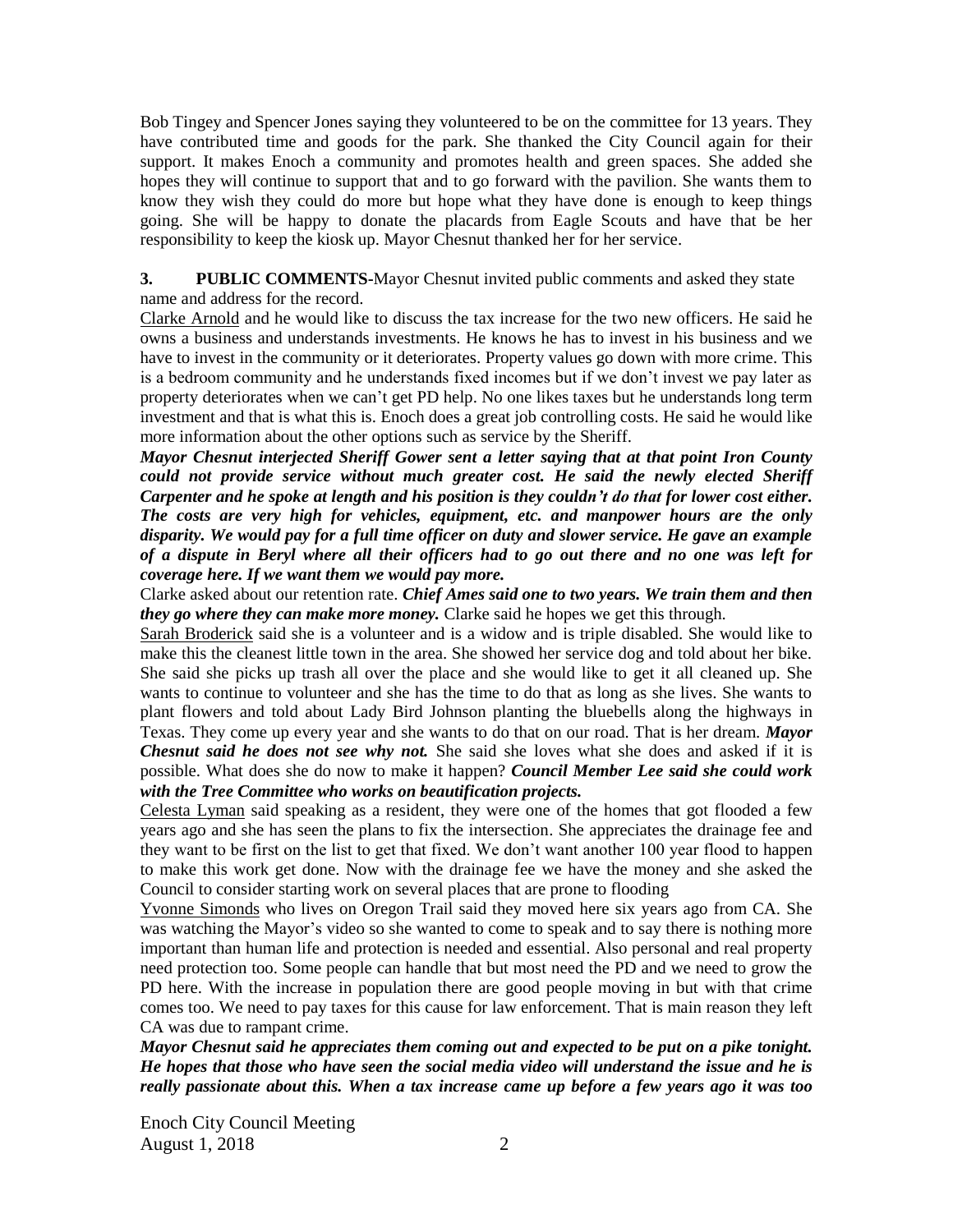Bob Tingey and Spencer Jones saying they volunteered to be on the committee for 13 years. They have contributed time and goods for the park. She thanked the City Council again for their support. It makes Enoch a community and promotes health and green spaces. She added she hopes they will continue to support that and to go forward with the pavilion. She wants them to know they wish they could do more but hope what they have done is enough to keep things going. She will be happy to donate the placards from Eagle Scouts and have that be her responsibility to keep the kiosk up. Mayor Chesnut thanked her for her service.

**3. PUBLIC COMMENTS**-Mayor Chesnut invited public comments and asked they state name and address for the record.

Clarke Arnold and he would like to discuss the tax increase for the two new officers. He said he owns a business and understands investments. He knows he has to invest in his business and we have to invest in the community or it deteriorates. Property values go down with more crime. This is a bedroom community and he understands fixed incomes but if we don't invest we pay later as property deteriorates when we can't get PD help. No one likes taxes but he understands long term investment and that is what this is. Enoch does a great job controlling costs. He said he would like more information about the other options such as service by the Sheriff.

***Mayor Chesnut interjected Sheriff Gower sent a letter saying that at that point Iron County could not provide service without much greater cost. He said the newly elected Sheriff Carpenter and he spoke at length and his position is they couldn't do that for lower cost either. The costs are very high for vehicles, equipment, etc. and manpower hours are the only disparity. We would pay for a full time officer on duty and slower service. He gave an example of a dispute in Beryl where all their officers had to go out there and no one was left for coverage here. If we want them we would pay more.***

Clarke asked about our retention rate. ***Chief Ames said one to two years. We train them and then they go where they can make more money.*** Clarke said he hopes we get this through.

Sarah Broderick said she is a volunteer and is a widow and is triple disabled. She would like to make this the cleanest little town in the area. She showed her service dog and told about her bike. She said she picks up trash all over the place and she would like to get it all cleaned up. She wants to continue to volunteer and she has the time to do that as long as she lives. She wants to plant flowers and told about Lady Bird Johnson planting the bluebells along the highways in Texas. They come up every year and she wants to do that on our road. That is her dream. ***Mayor Chesnut said he does not see why not.*** She said she loves what she does and asked if it is possible. What does she do now to make it happen? ***Council Member Lee said she could work with the Tree Committee who works on beautification projects.***

Celesta Lyman said speaking as a resident, they were one of the homes that got flooded a few years ago and she has seen the plans to fix the intersection. She appreciates the drainage fee and they want to be first on the list to get that fixed. We don't want another 100 year flood to happen to make this work get done. Now with the drainage fee we have the money and she asked the Council to consider starting work on several places that are prone to flooding

Yvonne Simonds who lives on Oregon Trail said they moved here six years ago from CA. She was watching the Mayor's video so she wanted to come to speak and to say there is nothing more important than human life and protection is needed and essential. Also personal and real property need protection too. Some people can handle that but most need the PD and we need to grow the PD here. With the increase in population there are good people moving in but with that crime comes too. We need to pay taxes for this cause for law enforcement. That is main reason they left CA was due to rampant crime.

***Mayor Chesnut said he appreciates them coming out and expected to be put on a pike tonight. He hopes that those who have seen the social media video will understand the issue and he is really passionate about this. When a tax increase came up before a few years ago it was too***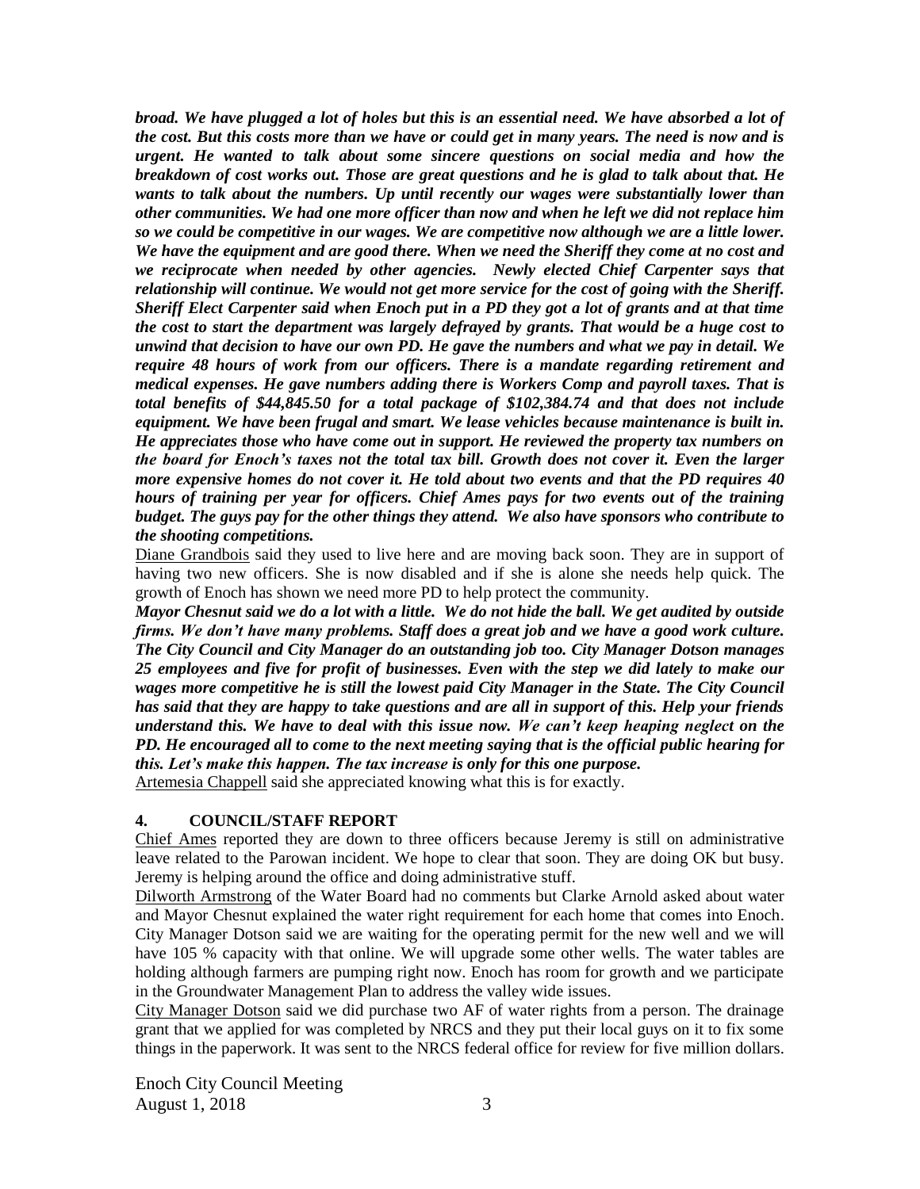***broad. We have plugged a lot of holes but this is an essential need. We have absorbed a lot of the cost. But this costs more than we have or could get in many years. The need is now and is urgent. He wanted to talk about some sincere questions on social media and how the breakdown of cost works out. Those are great questions and he is glad to talk about that. He wants to talk about the numbers. Up until recently our wages were substantially lower than other communities. We had one more officer than now and when he left we did not replace him so we could be competitive in our wages. We are competitive now although we are a little lower. We have the equipment and are good there. When we need the Sheriff they come at no cost and we reciprocate when needed by other agencies. Newly elected Chief Carpenter says that relationship will continue. We would not get more service for the cost of going with the Sheriff. Sheriff Elect Carpenter said when Enoch put in a PD they got a lot of grants and at that time the cost to start the department was largely defrayed by grants. That would be a huge cost to unwind that decision to have our own PD. He gave the numbers and what we pay in detail. We require 48 hours of work from our officers. There is a mandate regarding retirement and medical expenses. He gave numbers adding there is Workers Comp and payroll taxes. That is total benefits of $44,845.50 for a total package of $102,384.74 and that does not include equipment. We have been frugal and smart. We lease vehicles because maintenance is built in. He appreciates those who have come out in support. He reviewed the property tax numbers on the board for Enoch's taxes not the total tax bill. Growth does not cover it. Even the larger more expensive homes do not cover it. He told about two events and that the PD requires 40 hours of training per year for officers. Chief Ames pays for two events out of the training budget. The guys pay for the other things they attend. We also have sponsors who contribute to the shooting competitions.***

Diane Grandbois said they used to live here and are moving back soon. They are in support of having two new officers. She is now disabled and if she is alone she needs help quick. The growth of Enoch has shown we need more PD to help protect the community.

***Mayor Chesnut said we do a lot with a little. We do not hide the ball. We get audited by outside firms. We don't have many problems. Staff does a great job and we have a good work culture. The City Council and City Manager do an outstanding job too. City Manager Dotson manages 25 employees and five for profit of businesses. Even with the step we did lately to make our wages more competitive he is still the lowest paid City Manager in the State. The City Council has said that they are happy to take questions and are all in support of this. Help your friends understand this. We have to deal with this issue now. We can't keep heaping neglect on the PD. He encouraged all to come to the next meeting saying that is the official public hearing for this. Let's make this happen. The tax increase is only for this one purpose.***

Artemesia Chappell said she appreciated knowing what this is for exactly.

## 4. COUNCIL/STAFF REPORT

Chief Ames reported they are down to three officers because Jeremy is still on administrative leave related to the Parowan incident. We hope to clear that soon. They are doing OK but busy. Jeremy is helping around the office and doing administrative stuff.

Dilworth Armstrong of the Water Board had no comments but Clarke Arnold asked about water and Mayor Chesnut explained the water right requirement for each home that comes into Enoch. City Manager Dotson said we are waiting for the operating permit for the new well and we will have 105 % capacity with that online. We will upgrade some other wells. The water tables are holding although farmers are pumping right now. Enoch has room for growth and we participate in the Groundwater Management Plan to address the valley wide issues.

City Manager Dotson said we did purchase two AF of water rights from a person. The drainage grant that we applied for was completed by NRCS and they put their local guys on it to fix some things in the paperwork. It was sent to the NRCS federal office for review for five million dollars.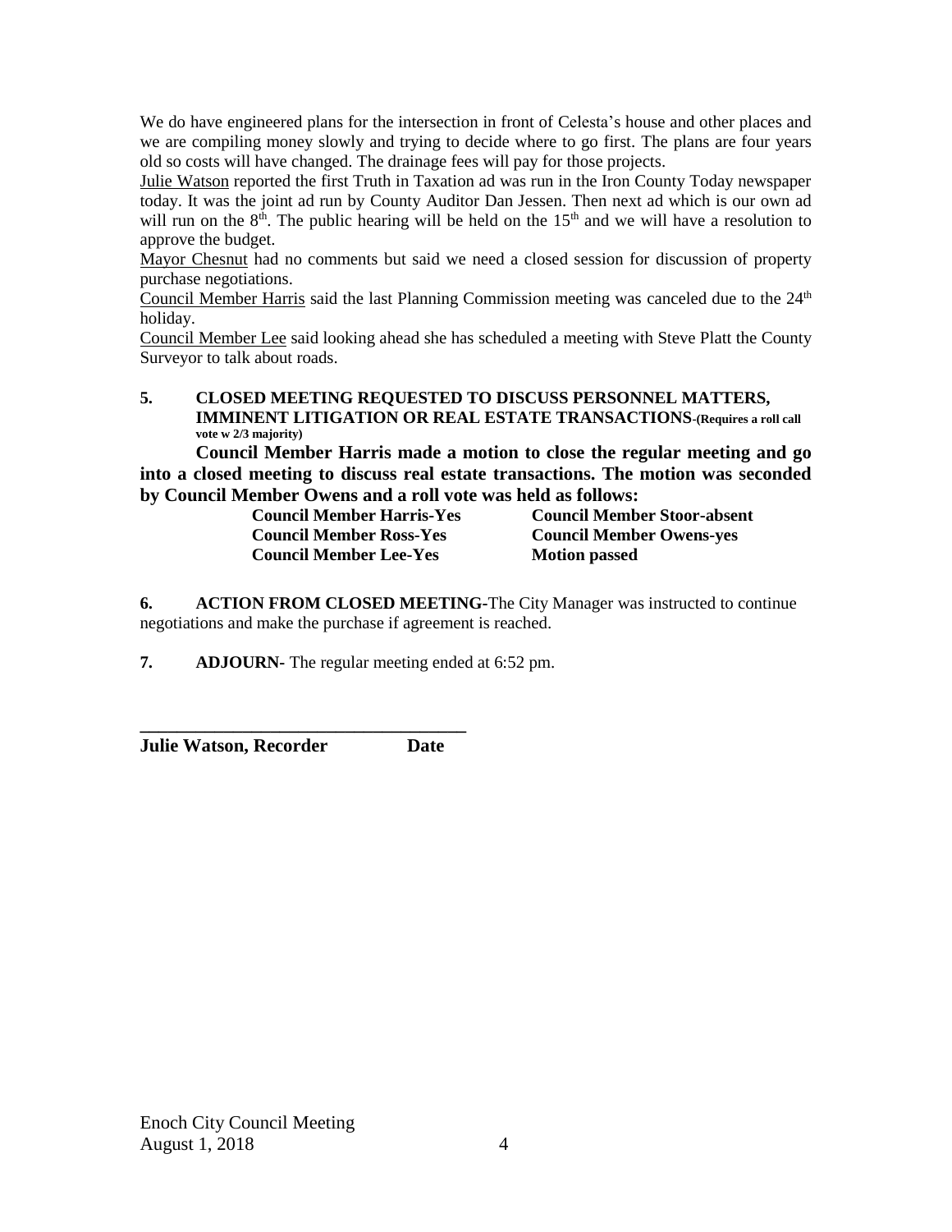We do have engineered plans for the intersection in front of Celesta's house and other places and we are compiling money slowly and trying to decide where to go first. The plans are four years old so costs will have changed. The drainage fees will pay for those projects.

Julie Watson reported the first Truth in Taxation ad was run in the Iron County Today newspaper today. It was the joint ad run by County Auditor Dan Jessen. Then next ad which is our own ad will run on the 8th. The public hearing will be held on the 15th and we will have a resolution to approve the budget.

Mayor Chesnut had no comments but said we need a closed session for discussion of property purchase negotiations.

Council Member Harris said the last Planning Commission meeting was canceled due to the 24th holiday.

Council Member Lee said looking ahead she has scheduled a meeting with Steve Platt the County Surveyor to talk about roads.

**5. CLOSED MEETING REQUESTED TO DISCUSS PERSONNEL MATTERS, IMMINENT LITIGATION OR REAL ESTATE TRANSACTIONS-(Requires a roll call vote w 2/3 majority)**

**Council Member Harris made a motion to close the regular meeting and go into a closed meeting to discuss real estate transactions. The motion was seconded by Council Member Owens and a roll vote was held as follows:**

| | |
|---|---|
| **Council Member Harris-Yes** | **Council Member Stoor-absent** |
| **Council Member Ross-Yes** | **Council Member Owens-yes** |
| **Council Member Lee-Yes** | **Motion passed** |

**6. ACTION FROM CLOSED MEETING-**The City Manager was instructed to continue negotiations and make the purchase if agreement is reached.

**7. ADJOURN-** The regular meeting ended at 6:52 pm.

\_\_\_\_\_\_\_\_\_\_\_\_\_\_\_\_\_\_\_\_\_\_\_\_\_\_\_\_\_\_\_\_\_\_\_\_

**Julie Watson, Recorder Date**